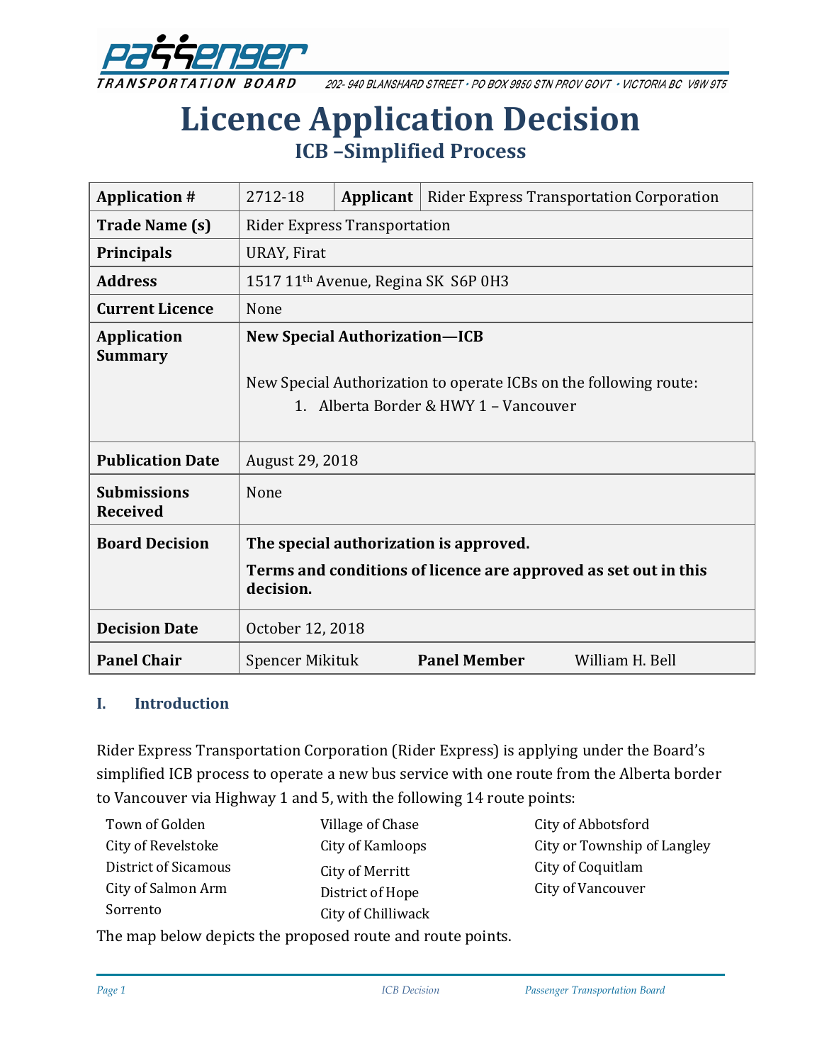# Licence Application Decision

## ICB –Simplified Process

| **Application #** | 2712-18 | **Applicant** | Rider Express Transportation Corporation |
|---|---|---|---|
| **Trade Name (s)** | Rider Express Transportation | | |
| **Principals** | URAY, Firat | | |
| **Address** | 1517 11th Avenue, Regina SK S6P 0H3 | | |
| **Current Licence** | None | | |
| **Application Summary** | **New Special Authorization—ICB**<br><br>New Special Authorization to operate ICBs on the following route:<br>1. Alberta Border & HWY 1 – Vancouver | | |
| **Publication Date** | August 29, 2018 | | |
| **Submissions Received** | None | | |
| **Board Decision** | **The special authorization is approved.**<br>**Terms and conditions of licence are approved as set out in this decision.** | | |
| **Decision Date** | October 12, 2018 | | |
| **Panel Chair** | Spencer Mikituk | **Panel Member** | William H. Bell |

### I. Introduction

Rider Express Transportation Corporation (Rider Express) is applying under the Board's simplified ICB process to operate a new bus service with one route from the Alberta border to Vancouver via Highway 1 and 5, with the following 14 route points:

- Town of Golden
- City of Revelstoke
- District of Sicamous
- City of Salmon Arm
- Sorrento
- Village of Chase
- City of Kamloops
- City of Merritt
- District of Hope
- City of Chilliwack
- City of Abbotsford
- City or Township of Langley
- City of Coquitlam
- City of Vancouver

The map below depicts the proposed route and route points.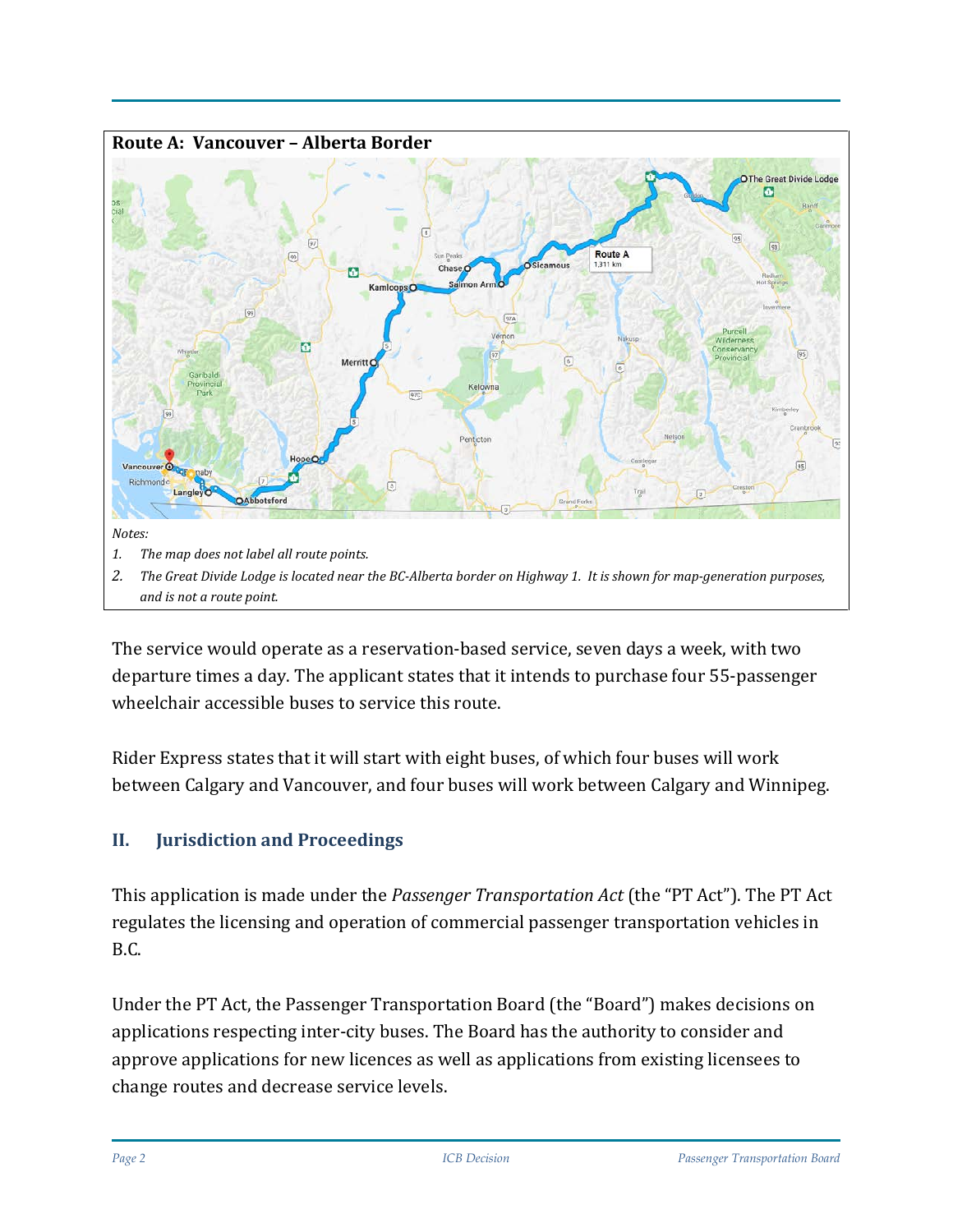**Route A: Vancouver – Alberta Border**

Notes:

1. *The map does not label all route points.*
2. *The Great Divide Lodge is located near the BC-Alberta border on Highway 1. It is shown for map-generation purposes, and is not a route point.*

The service would operate as a reservation-based service, seven days a week, with two departure times a day. The applicant states that it intends to purchase four 55-passenger wheelchair accessible buses to service this route.

Rider Express states that it will start with eight buses, of which four buses will work between Calgary and Vancouver, and four buses will work between Calgary and Winnipeg.

## II. Jurisdiction and Proceedings

This application is made under the *Passenger Transportation Act* (the "PT Act"). The PT Act regulates the licensing and operation of commercial passenger transportation vehicles in B.C.

Under the PT Act, the Passenger Transportation Board (the "Board") makes decisions on applications respecting inter-city buses. The Board has the authority to consider and approve applications for new licences as well as applications from existing licensees to change routes and decrease service levels.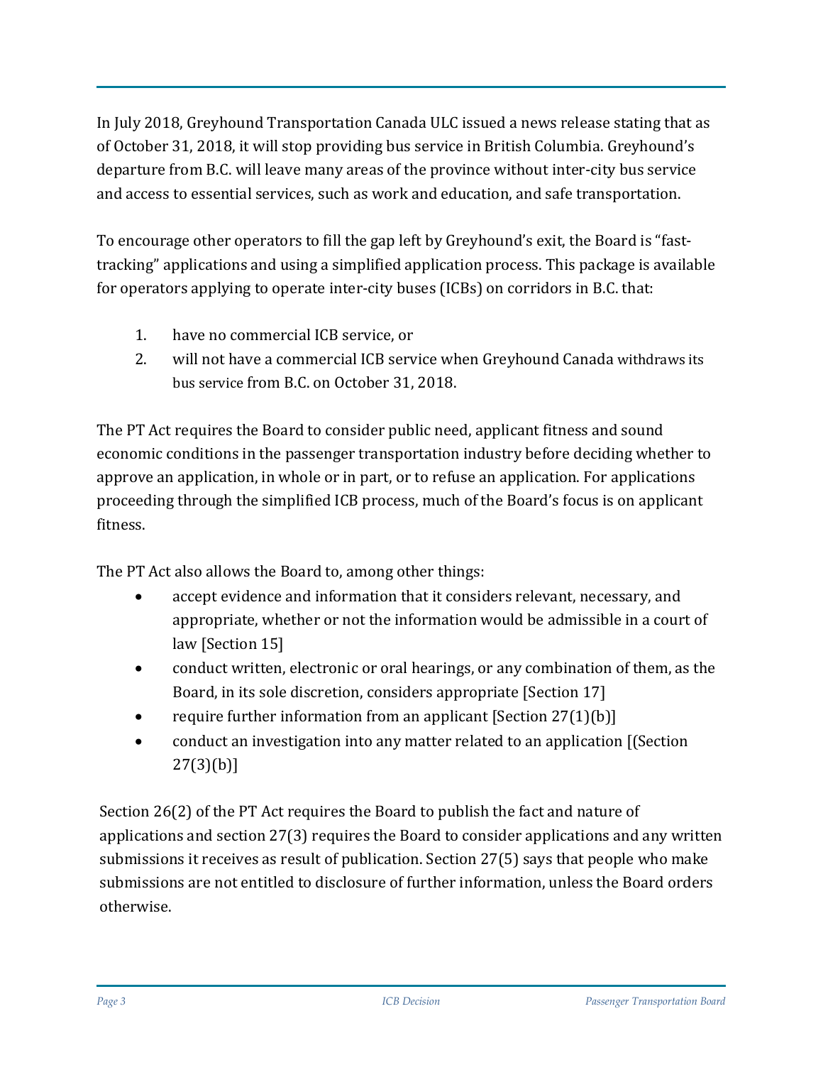In July 2018, Greyhound Transportation Canada ULC issued a news release stating that as of October 31, 2018, it will stop providing bus service in British Columbia. Greyhound's departure from B.C. will leave many areas of the province without inter-city bus service and access to essential services, such as work and education, and safe transportation.

To encourage other operators to fill the gap left by Greyhound's exit, the Board is "fast-tracking" applications and using a simplified application process. This package is available for operators applying to operate inter-city buses (ICBs) on corridors in B.C. that:

1. have no commercial ICB service, or
2. will not have a commercial ICB service when Greyhound Canada withdraws its bus service from B.C. on October 31, 2018.

The PT Act requires the Board to consider public need, applicant fitness and sound economic conditions in the passenger transportation industry before deciding whether to approve an application, in whole or in part, or to refuse an application. For applications proceeding through the simplified ICB process, much of the Board's focus is on applicant fitness.

The PT Act also allows the Board to, among other things:

- accept evidence and information that it considers relevant, necessary, and appropriate, whether or not the information would be admissible in a court of law [Section 15]
- conduct written, electronic or oral hearings, or any combination of them, as the Board, in its sole discretion, considers appropriate [Section 17]
- require further information from an applicant [Section 27(1)(b)]
- conduct an investigation into any matter related to an application [(Section 27(3)(b)]

Section 26(2) of the PT Act requires the Board to publish the fact and nature of applications and section 27(3) requires the Board to consider applications and any written submissions it receives as result of publication. Section 27(5) says that people who make submissions are not entitled to disclosure of further information, unless the Board orders otherwise.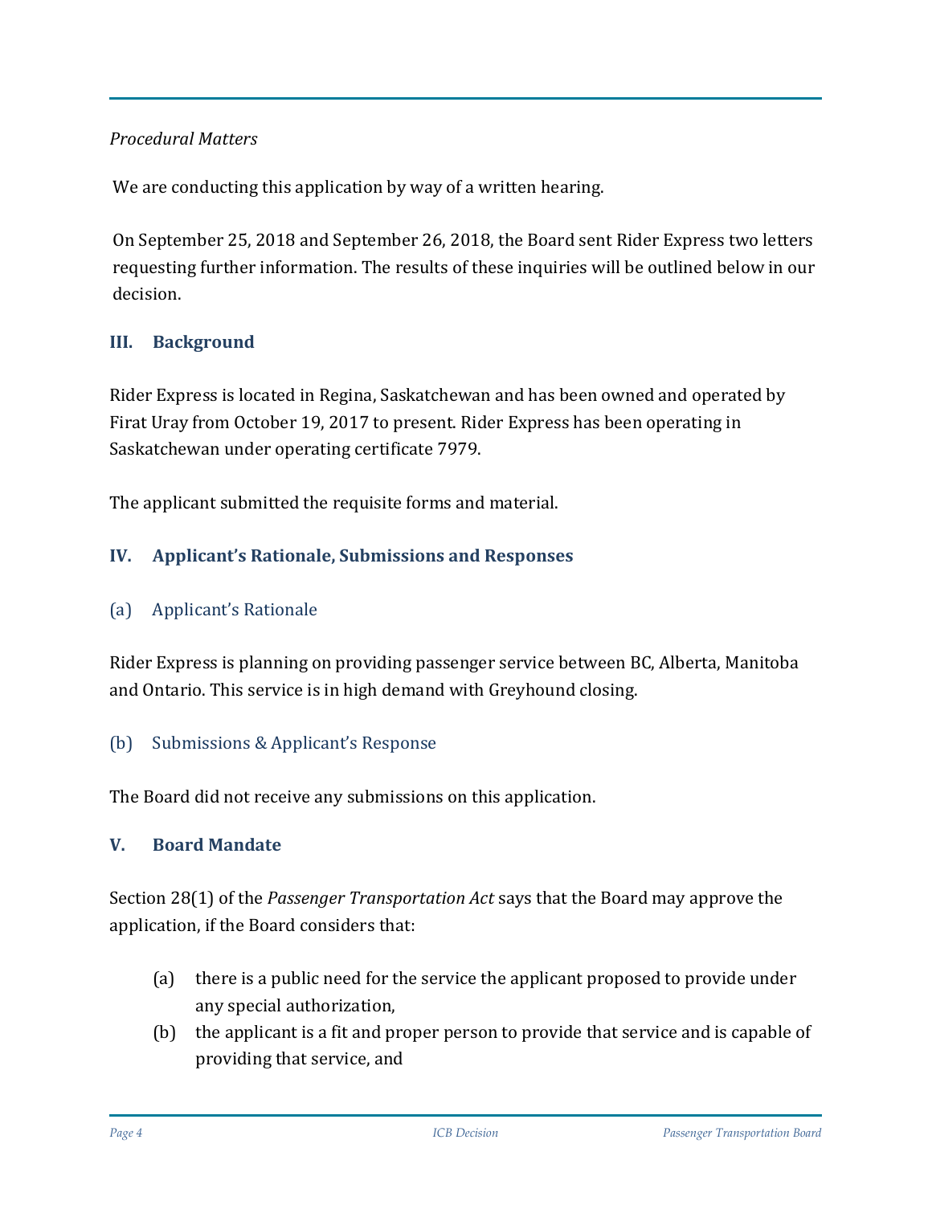*Procedural Matters*

We are conducting this application by way of a written hearing.

On September 25, 2018 and September 26, 2018, the Board sent Rider Express two letters requesting further information. The results of these inquiries will be outlined below in our decision.

## III. Background

Rider Express is located in Regina, Saskatchewan and has been owned and operated by Firat Uray from October 19, 2017 to present. Rider Express has been operating in Saskatchewan under operating certificate 7979.

The applicant submitted the requisite forms and material.

## IV. Applicant's Rationale, Submissions and Responses

### (a) Applicant's Rationale

Rider Express is planning on providing passenger service between BC, Alberta, Manitoba and Ontario. This service is in high demand with Greyhound closing.

### (b) Submissions & Applicant's Response

The Board did not receive any submissions on this application.

## V. Board Mandate

Section 28(1) of the *Passenger Transportation Act* says that the Board may approve the application, if the Board considers that:

(a) there is a public need for the service the applicant proposed to provide under any special authorization,

(b) the applicant is a fit and proper person to provide that service and is capable of providing that service, and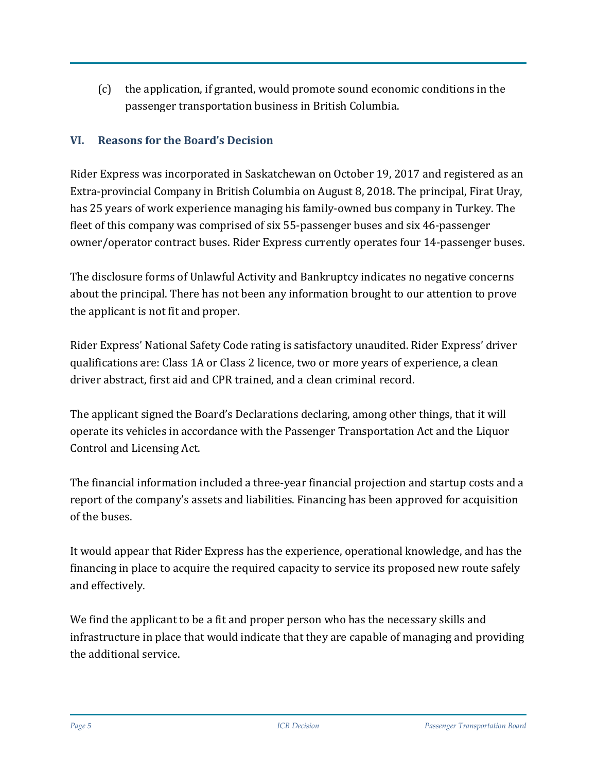(c) the application, if granted, would promote sound economic conditions in the passenger transportation business in British Columbia.

## VI. Reasons for the Board's Decision

Rider Express was incorporated in Saskatchewan on October 19, 2017 and registered as an Extra-provincial Company in British Columbia on August 8, 2018. The principal, Firat Uray, has 25 years of work experience managing his family-owned bus company in Turkey. The fleet of this company was comprised of six 55-passenger buses and six 46-passenger owner/operator contract buses. Rider Express currently operates four 14-passenger buses.

The disclosure forms of Unlawful Activity and Bankruptcy indicates no negative concerns about the principal. There has not been any information brought to our attention to prove the applicant is not fit and proper.

Rider Express' National Safety Code rating is satisfactory unaudited. Rider Express' driver qualifications are: Class 1A or Class 2 licence, two or more years of experience, a clean driver abstract, first aid and CPR trained, and a clean criminal record.

The applicant signed the Board's Declarations declaring, among other things, that it will operate its vehicles in accordance with the Passenger Transportation Act and the Liquor Control and Licensing Act.

The financial information included a three-year financial projection and startup costs and a report of the company's assets and liabilities. Financing has been approved for acquisition of the buses.

It would appear that Rider Express has the experience, operational knowledge, and has the financing in place to acquire the required capacity to service its proposed new route safely and effectively.

We find the applicant to be a fit and proper person who has the necessary skills and infrastructure in place that would indicate that they are capable of managing and providing the additional service.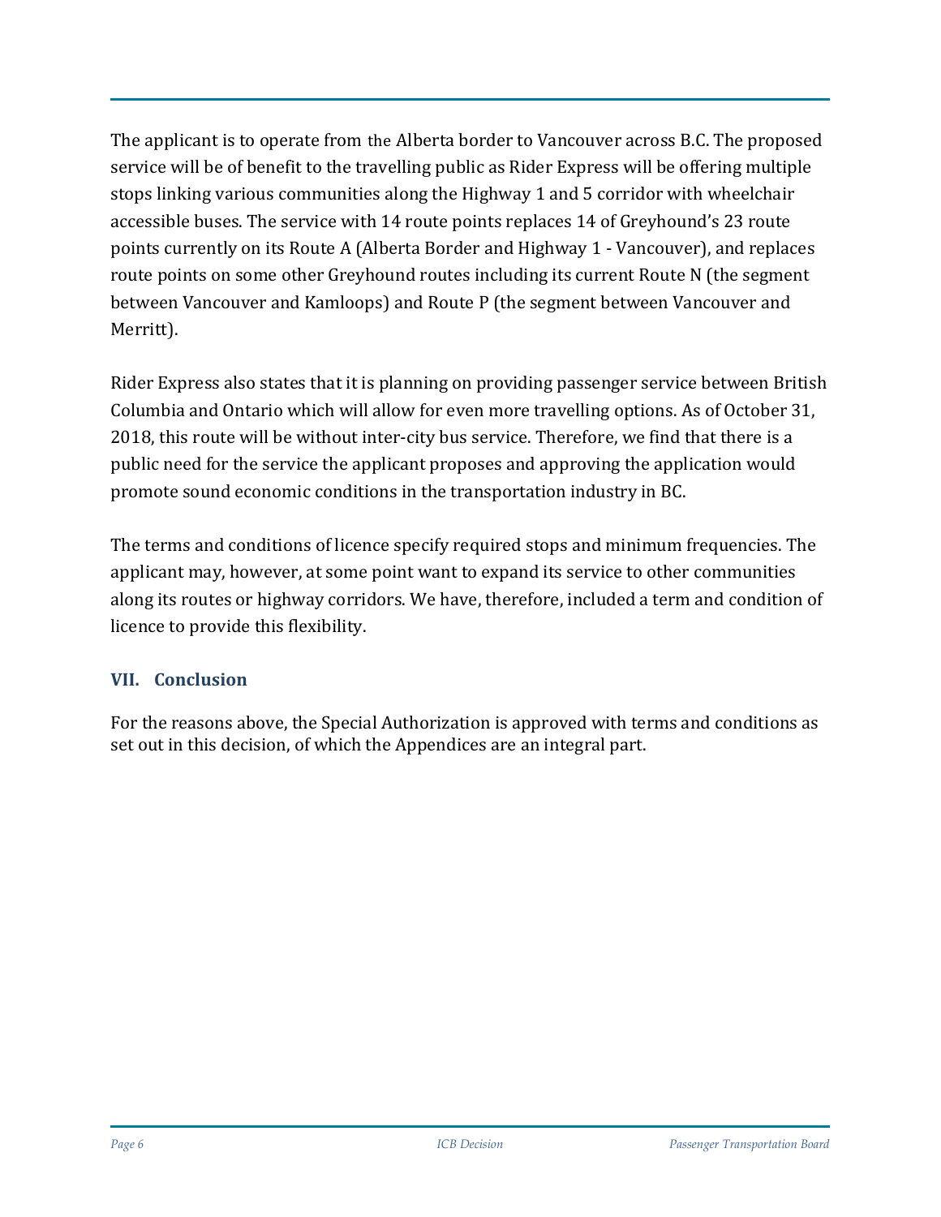The applicant is to operate from the Alberta border to Vancouver across B.C. The proposed service will be of benefit to the travelling public as Rider Express will be offering multiple stops linking various communities along the Highway 1 and 5 corridor with wheelchair accessible buses. The service with 14 route points replaces 14 of Greyhound's 23 route points currently on its Route A (Alberta Border and Highway 1 - Vancouver), and replaces route points on some other Greyhound routes including its current Route N (the segment between Vancouver and Kamloops) and Route P (the segment between Vancouver and Merritt).

Rider Express also states that it is planning on providing passenger service between British Columbia and Ontario which will allow for even more travelling options. As of October 31, 2018, this route will be without inter-city bus service. Therefore, we find that there is a public need for the service the applicant proposes and approving the application would promote sound economic conditions in the transportation industry in BC.

The terms and conditions of licence specify required stops and minimum frequencies. The applicant may, however, at some point want to expand its service to other communities along its routes or highway corridors. We have, therefore, included a term and condition of licence to provide this flexibility.

## VII. Conclusion

For the reasons above, the Special Authorization is approved with terms and conditions as set out in this decision, of which the Appendices are an integral part.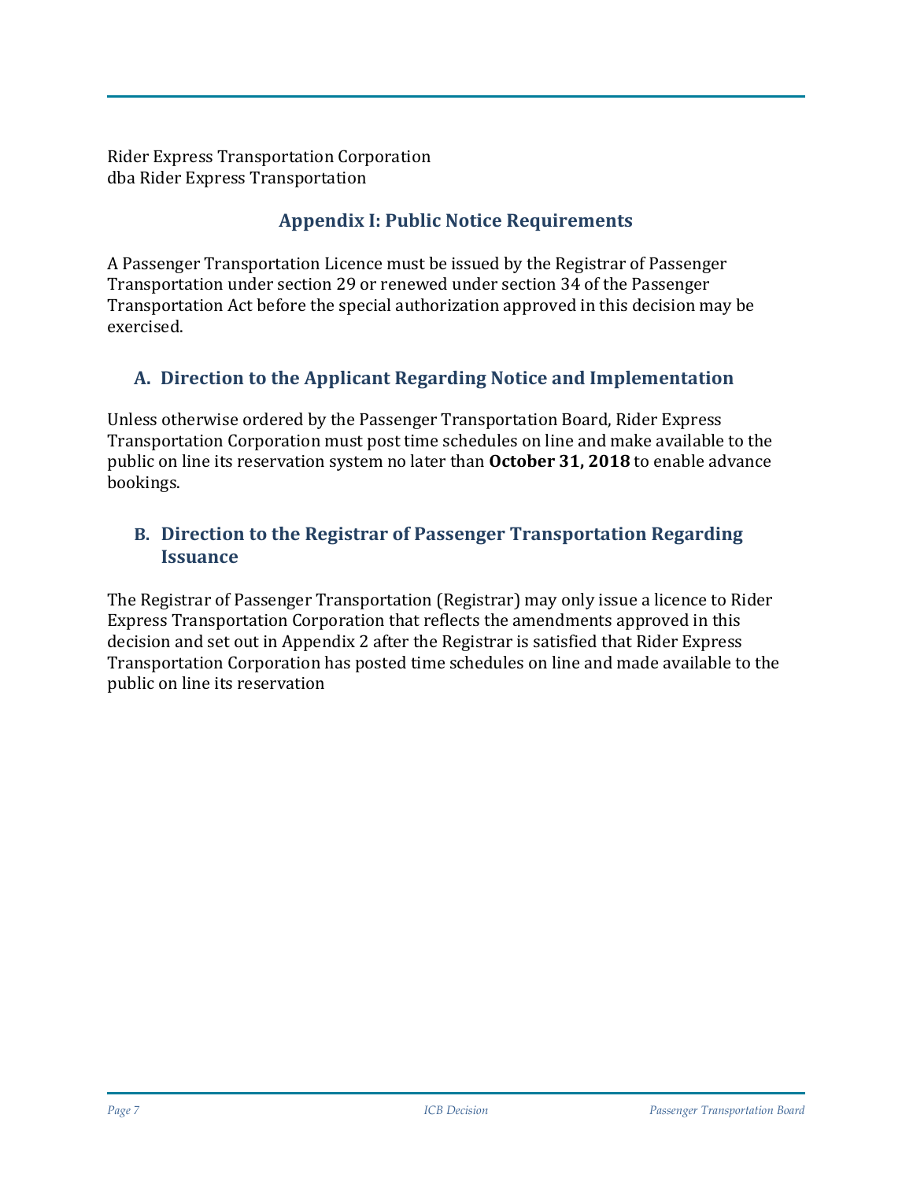Rider Express Transportation Corporation
dba Rider Express Transportation

## Appendix I: Public Notice Requirements

A Passenger Transportation Licence must be issued by the Registrar of Passenger Transportation under section 29 or renewed under section 34 of the Passenger Transportation Act before the special authorization approved in this decision may be exercised.

### A. Direction to the Applicant Regarding Notice and Implementation

Unless otherwise ordered by the Passenger Transportation Board, Rider Express Transportation Corporation must post time schedules on line and make available to the public on line its reservation system no later than **October 31, 2018** to enable advance bookings.

### B. Direction to the Registrar of Passenger Transportation Regarding Issuance

The Registrar of Passenger Transportation (Registrar) may only issue a licence to Rider Express Transportation Corporation that reflects the amendments approved in this decision and set out in Appendix 2 after the Registrar is satisfied that Rider Express Transportation Corporation has posted time schedules on line and made available to the public on line its reservation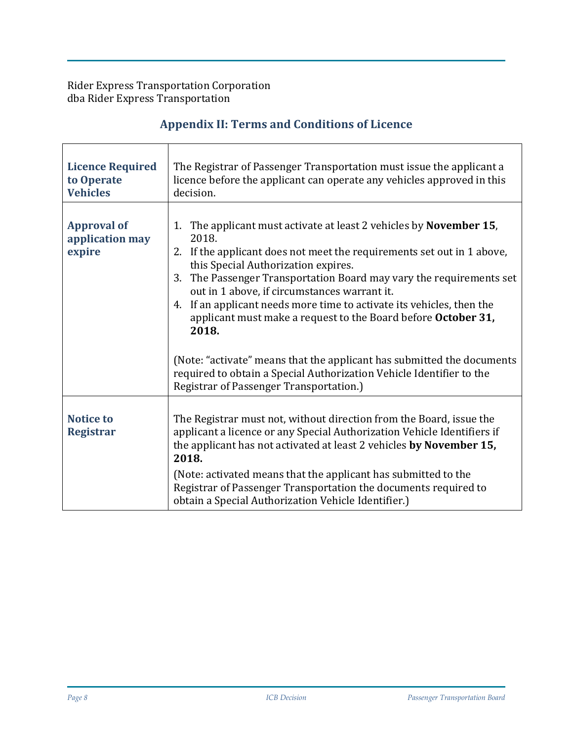Rider Express Transportation Corporation
dba Rider Express Transportation

## Appendix II: Terms and Conditions of Licence

| | |
|---|---|
| **Licence Required to Operate Vehicles** | The Registrar of Passenger Transportation must issue the applicant a licence before the applicant can operate any vehicles approved in this decision. |
| **Approval of application may expire** | 1. The applicant must activate at least 2 vehicles by **November 15**, 2018.<br>2. If the applicant does not meet the requirements set out in 1 above, this Special Authorization expires.<br>3. The Passenger Transportation Board may vary the requirements set out in 1 above, if circumstances warrant it.<br>4. If an applicant needs more time to activate its vehicles, then the applicant must make a request to the Board before **October 31, 2018.**<br><br>(Note: "activate" means that the applicant has submitted the documents required to obtain a Special Authorization Vehicle Identifier to the Registrar of Passenger Transportation.) |
| **Notice to Registrar** | The Registrar must not, without direction from the Board, issue the applicant a licence or any Special Authorization Vehicle Identifiers if the applicant has not activated at least 2 vehicles **by November 15, 2018.**<br>(Note: activated means that the applicant has submitted to the Registrar of Passenger Transportation the documents required to obtain a Special Authorization Vehicle Identifier.) |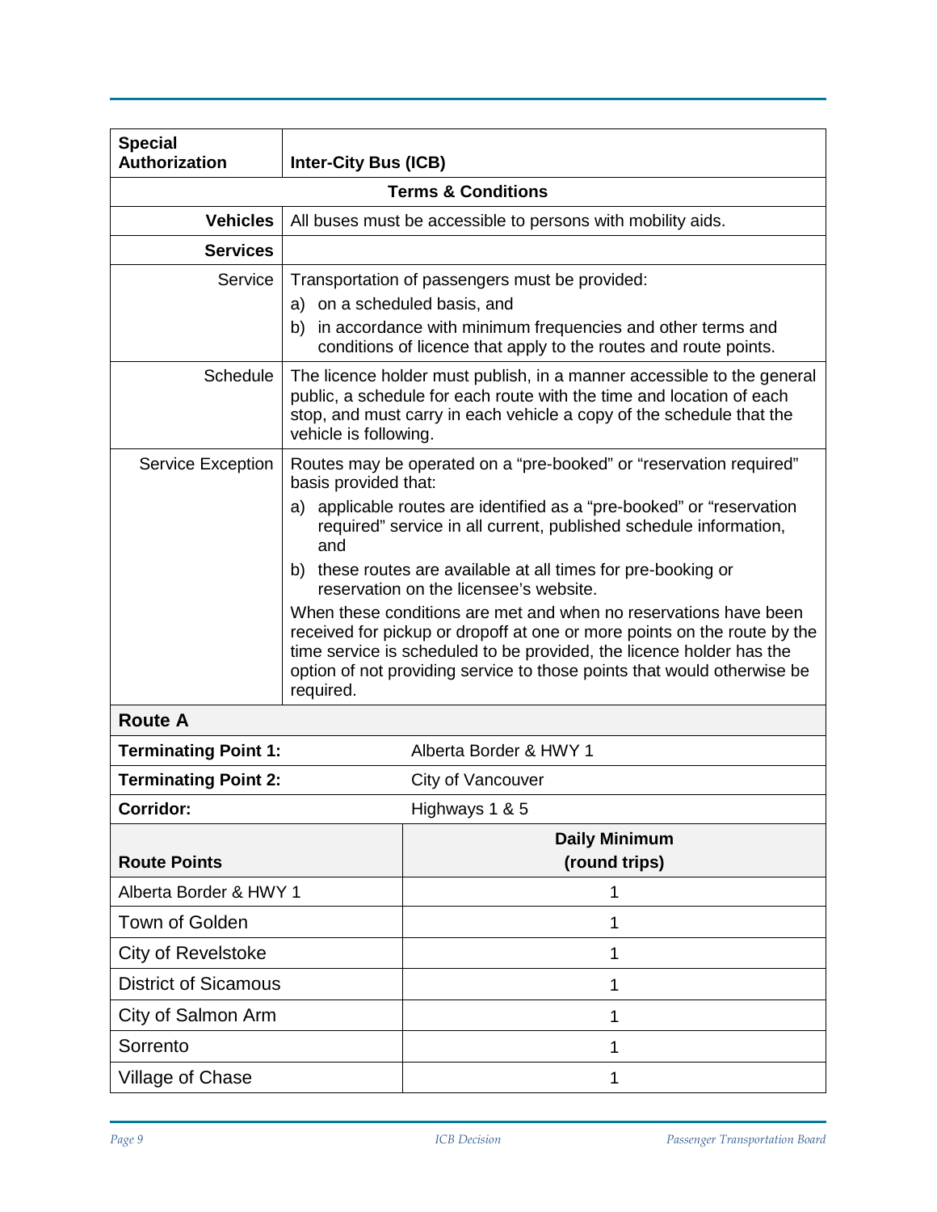| **Special Authorization** | **Inter-City Bus (ICB)** |
|---|---|
| **Terms & Conditions** | |
| **Vehicles** | All buses must be accessible to persons with mobility aids. |
| **Services** | |
| Service | Transportation of passengers must be provided:<br>a) on a scheduled basis, and<br>b) in accordance with minimum frequencies and other terms and conditions of licence that apply to the routes and route points. |
| Schedule | The licence holder must publish, in a manner accessible to the general public, a schedule for each route with the time and location of each stop, and must carry in each vehicle a copy of the schedule that the vehicle is following. |
| Service Exception | Routes may be operated on a "pre-booked" or "reservation required" basis provided that:<br>a) applicable routes are identified as a "pre-booked" or "reservation required" service in all current, published schedule information, and<br>b) these routes are available at all times for pre-booking or reservation on the licensee's website.<br>When these conditions are met and when no reservations have been received for pickup or dropoff at one or more points on the route by the time service is scheduled to be provided, the licence holder has the option of not providing service to those points that would otherwise be required. |

**Route A**

| **Terminating Point 1:** | Alberta Border & HWY 1 |
|---|---|
| **Terminating Point 2:** | City of Vancouver |
| **Corridor:** | Highways 1 & 5 |

| **Route Points** | **Daily Minimum (round trips)** |
|---|---|
| Alberta Border & HWY 1 | 1 |
| Town of Golden | 1 |
| City of Revelstoke | 1 |
| District of Sicamous | 1 |
| City of Salmon Arm | 1 |
| Sorrento | 1 |
| Village of Chase | 1 |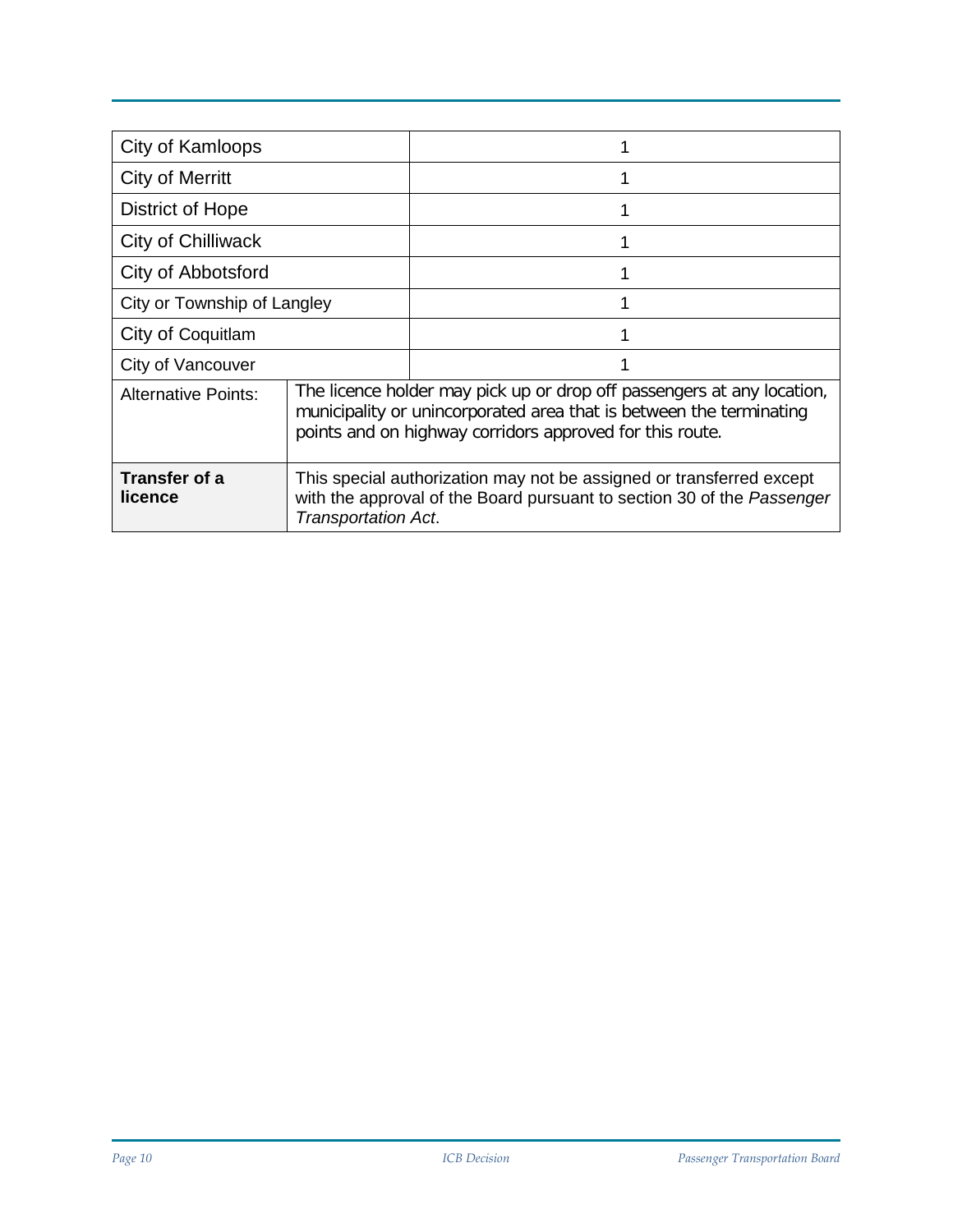| | |
|---|---|
| City of Kamloops | 1 |
| City of Merritt | 1 |
| District of Hope | 1 |
| City of Chilliwack | 1 |
| City of Abbotsford | 1 |
| City or Township of Langley | 1 |
| City of Coquitlam | 1 |
| City of Vancouver | 1 |
| Alternative Points: | The licence holder may pick up or drop off passengers at any location, municipality or unincorporated area that is between the terminating points and on highway corridors approved for this route. |
| **Transfer of a licence** | This special authorization may not be assigned or transferred except with the approval of the Board pursuant to section 30 of the *Passenger Transportation Act*. |